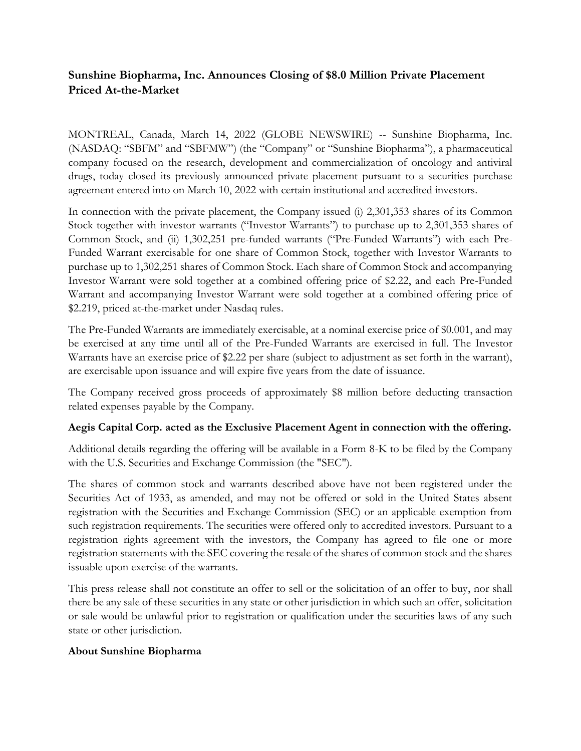# Sunshine Biopharma, Inc. Announces Closing of $8.0 Million Private Placement Priced At-the-Market

MONTREAL, Canada, March 14, 2022 (GLOBE NEWSWIRE) -- Sunshine Biopharma, Inc. (NASDAQ: "SBFM" and "SBFMW") (the "Company" or "Sunshine Biopharma"), a pharmaceutical company focused on the research, development and commercialization of oncology and antiviral drugs, today closed its previously announced private placement pursuant to a securities purchase agreement entered into on March 10, 2022 with certain institutional and accredited investors.

In connection with the private placement, the Company issued (i) 2,301,353 shares of its Common Stock together with investor warrants ("Investor Warrants") to purchase up to 2,301,353 shares of Common Stock, and (ii) 1,302,251 pre-funded warrants ("Pre-Funded Warrants") with each Pre-Funded Warrant exercisable for one share of Common Stock, together with Investor Warrants to purchase up to 1,302,251 shares of Common Stock. Each share of Common Stock and accompanying Investor Warrant were sold together at a combined offering price of $2.22, and each Pre-Funded Warrant and accompanying Investor Warrant were sold together at a combined offering price of $2.219, priced at-the-market under Nasdaq rules.

The Pre-Funded Warrants are immediately exercisable, at a nominal exercise price of $0.001, and may be exercised at any time until all of the Pre-Funded Warrants are exercised in full. The Investor Warrants have an exercise price of $2.22 per share (subject to adjustment as set forth in the warrant), are exercisable upon issuance and will expire five years from the date of issuance.

The Company received gross proceeds of approximately $8 million before deducting transaction related expenses payable by the Company.

**Aegis Capital Corp. acted as the Exclusive Placement Agent in connection with the offering.**

Additional details regarding the offering will be available in a Form 8-K to be filed by the Company with the U.S. Securities and Exchange Commission (the "SEC").

The shares of common stock and warrants described above have not been registered under the Securities Act of 1933, as amended, and may not be offered or sold in the United States absent registration with the Securities and Exchange Commission (SEC) or an applicable exemption from such registration requirements. The securities were offered only to accredited investors. Pursuant to a registration rights agreement with the investors, the Company has agreed to file one or more registration statements with the SEC covering the resale of the shares of common stock and the shares issuable upon exercise of the warrants.

This press release shall not constitute an offer to sell or the solicitation of an offer to buy, nor shall there be any sale of these securities in any state or other jurisdiction in which such an offer, solicitation or sale would be unlawful prior to registration or qualification under the securities laws of any such state or other jurisdiction.

## About Sunshine Biopharma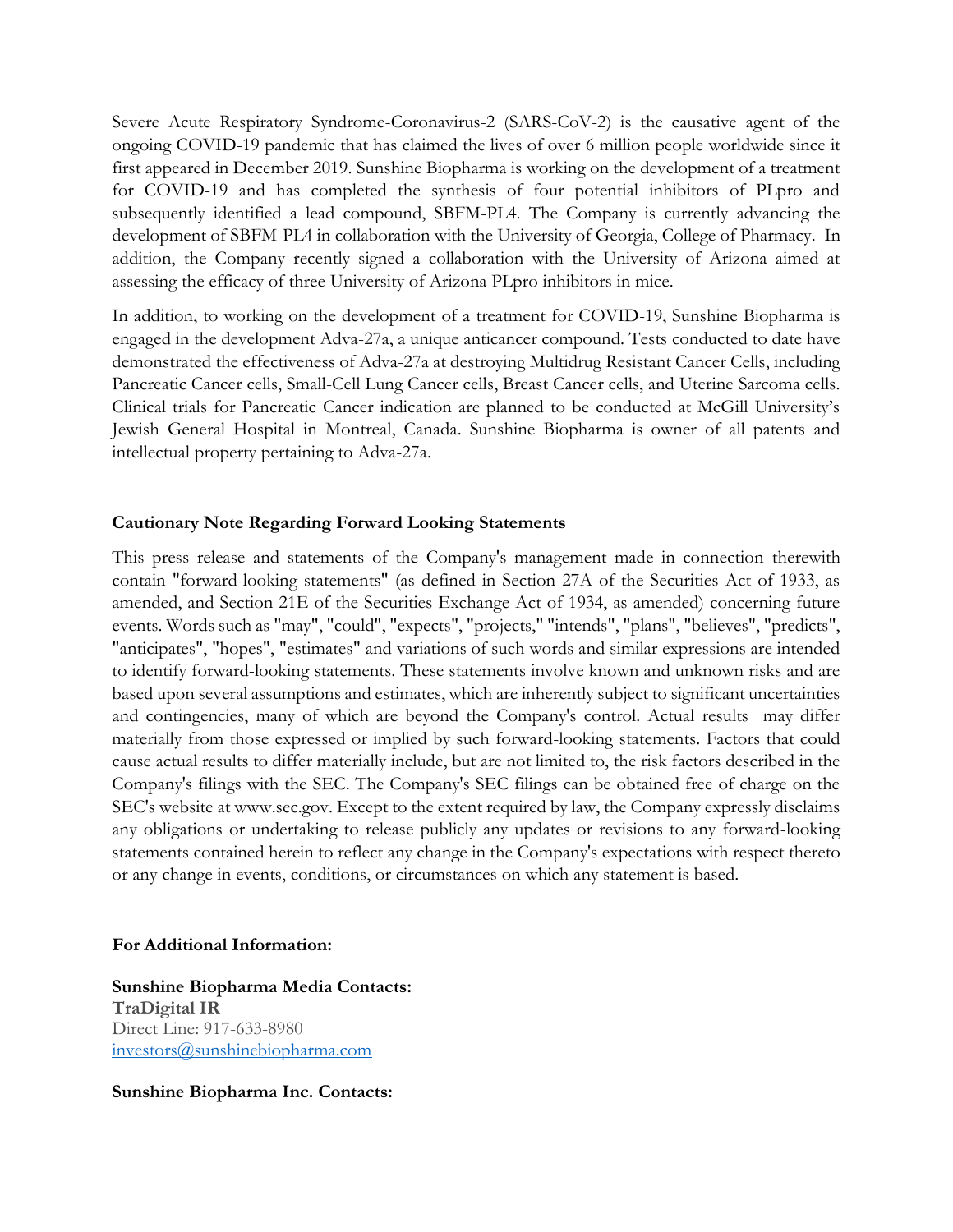Severe Acute Respiratory Syndrome-Coronavirus-2 (SARS-CoV-2) is the causative agent of the ongoing COVID-19 pandemic that has claimed the lives of over 6 million people worldwide since it first appeared in December 2019. Sunshine Biopharma is working on the development of a treatment for COVID-19 and has completed the synthesis of four potential inhibitors of PLpro and subsequently identified a lead compound, SBFM-PL4. The Company is currently advancing the development of SBFM-PL4 in collaboration with the University of Georgia, College of Pharmacy. In addition, the Company recently signed a collaboration with the University of Arizona aimed at assessing the efficacy of three University of Arizona PLpro inhibitors in mice.

In addition, to working on the development of a treatment for COVID-19, Sunshine Biopharma is engaged in the development Adva-27a, a unique anticancer compound. Tests conducted to date have demonstrated the effectiveness of Adva-27a at destroying Multidrug Resistant Cancer Cells, including Pancreatic Cancer cells, Small-Cell Lung Cancer cells, Breast Cancer cells, and Uterine Sarcoma cells. Clinical trials for Pancreatic Cancer indication are planned to be conducted at McGill University's Jewish General Hospital in Montreal, Canada. Sunshine Biopharma is owner of all patents and intellectual property pertaining to Adva-27a.

**Cautionary Note Regarding Forward Looking Statements**

This press release and statements of the Company's management made in connection therewith contain "forward-looking statements" (as defined in Section 27A of the Securities Act of 1933, as amended, and Section 21E of the Securities Exchange Act of 1934, as amended) concerning future events. Words such as "may", "could", "expects", "projects," "intends", "plans", "believes", "predicts", "anticipates", "hopes", "estimates" and variations of such words and similar expressions are intended to identify forward-looking statements. These statements involve known and unknown risks and are based upon several assumptions and estimates, which are inherently subject to significant uncertainties and contingencies, many of which are beyond the Company's control. Actual results may differ materially from those expressed or implied by such forward-looking statements. Factors that could cause actual results to differ materially include, but are not limited to, the risk factors described in the Company's filings with the SEC. The Company's SEC filings can be obtained free of charge on the SEC's website at www.sec.gov. Except to the extent required by law, the Company expressly disclaims any obligations or undertaking to release publicly any updates or revisions to any forward-looking statements contained herein to reflect any change in the Company's expectations with respect thereto or any change in events, conditions, or circumstances on which any statement is based.

**For Additional Information:**

**Sunshine Biopharma Media Contacts:**
**TraDigital IR**
Direct Line: 917-633-8980
investors@sunshinebiopharma.com

**Sunshine Biopharma Inc. Contacts:**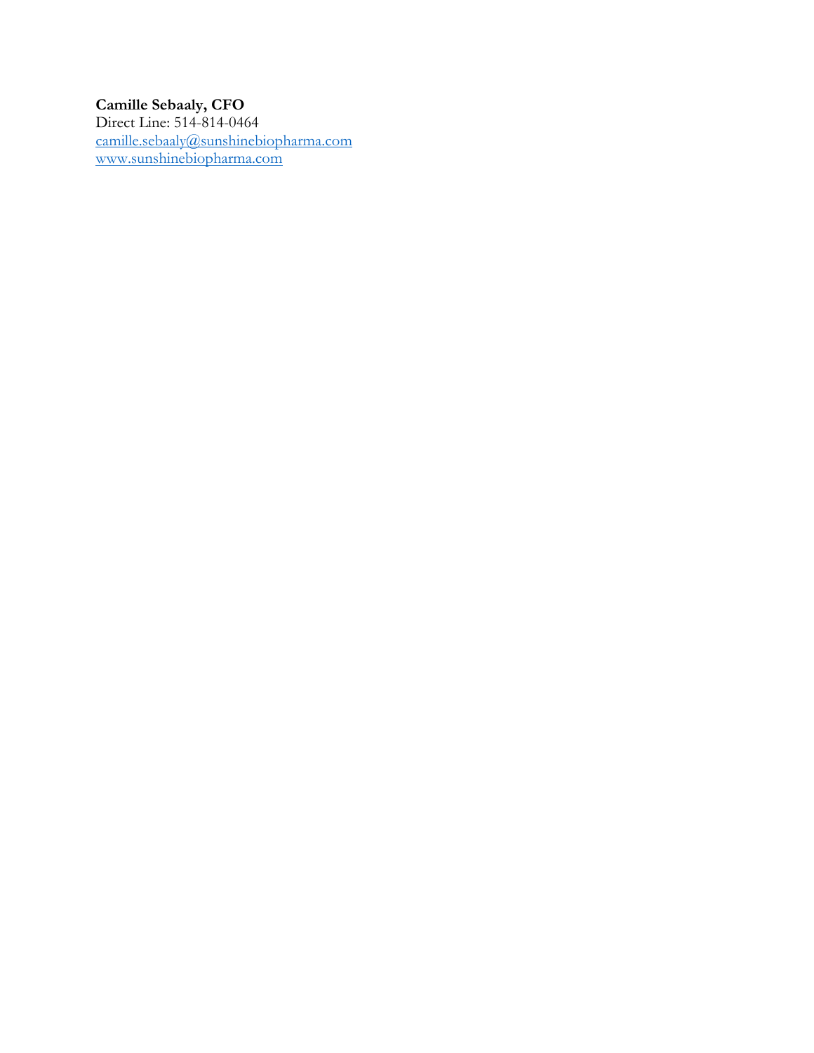**Camille Sebaaly, CFO**
Direct Line: 514-814-0464
camille.sebaaly@sunshinebiopharma.com
www.sunshinebiopharma.com